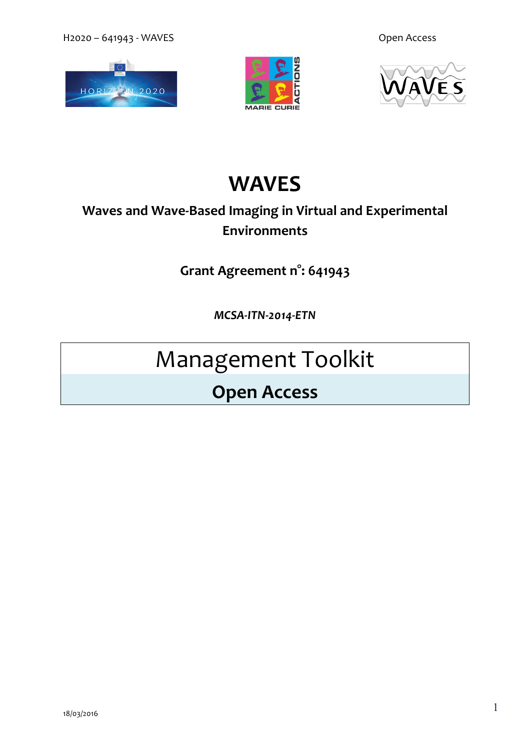# WAVES

**Waves and Wave-Based Imaging in Virtual and Experimental Environments**

**Grant Agreement n°: 641943**

***MCSA-ITN-2014-ETN***

## Management Toolkit

## Open Access

18/03/2016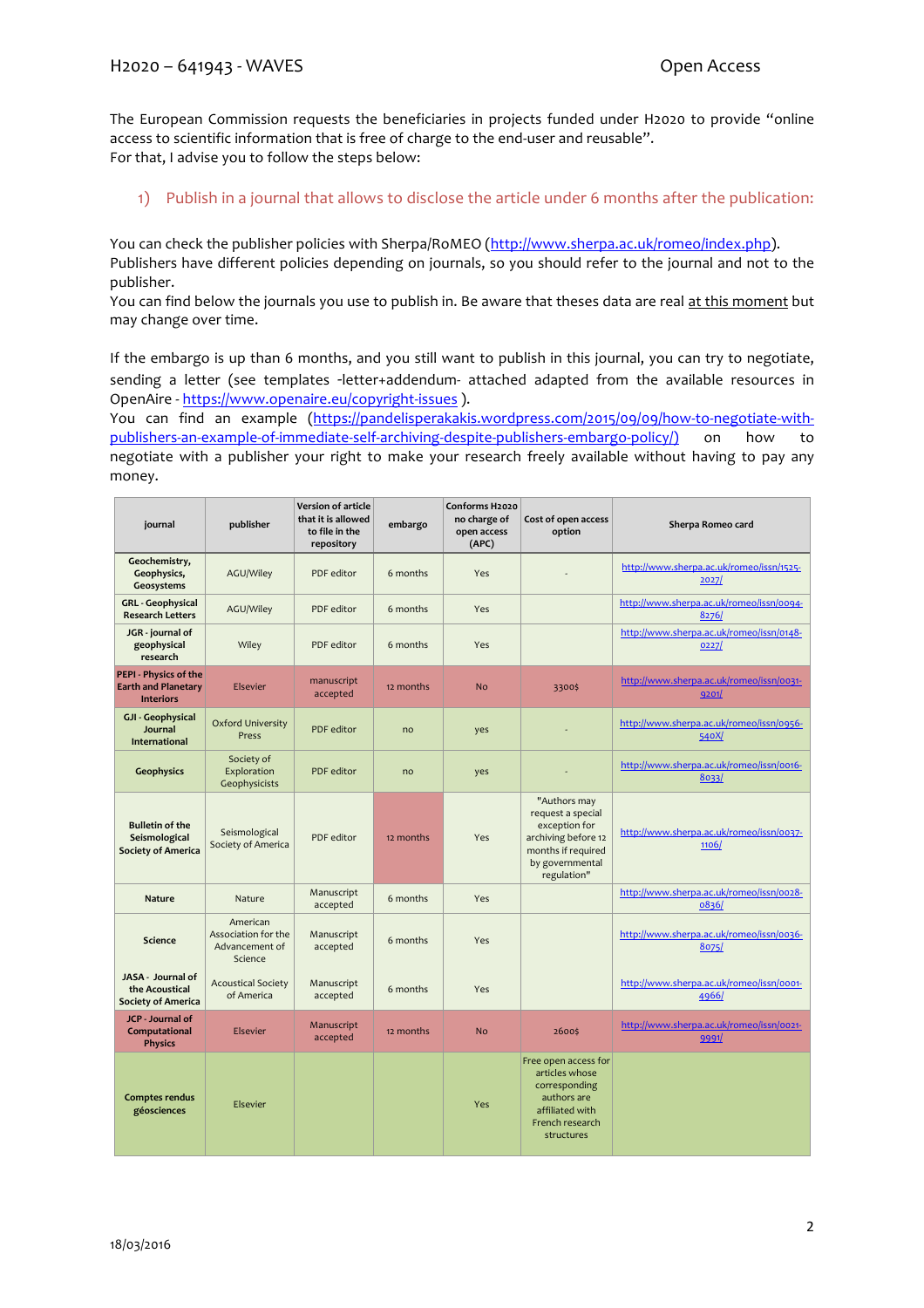The European Commission requests the beneficiaries in projects funded under H2020 to provide "online access to scientific information that is free of charge to the end-user and reusable".
For that, I advise you to follow the steps below:

1) Publish in a journal that allows to disclose the article under 6 months after the publication:

You can check the publisher policies with Sherpa/RoMEO (http://www.sherpa.ac.uk/romeo/index.php).
Publishers have different policies depending on journals, so you should refer to the journal and not to the publisher.
You can find below the journals you use to publish in. Be aware that theses data are real at this moment but may change over time.

If the embargo is up than 6 months, and you still want to publish in this journal, you can try to negotiate, sending a letter (see templates -letter+addendum- attached adapted from the available resources in OpenAire - https://www.openaire.eu/copyright-issues ).
You can find an example (https://pandelisperakakis.wordpress.com/2015/09/09/how-to-negotiate-with-publishers-an-example-of-immediate-self-archiving-despite-publishers-embargo-policy/) on how to negotiate with a publisher your right to make your research freely available without having to pay any money.

| journal | publisher | Version of article that it is allowed to file in the repository | embargo | Conforms H2020 no charge of open access (APC) | Cost of open access option | Sherpa Romeo card |
|---|---|---|---|---|---|---|
| Geochemistry, Geophysics, Geosystems | AGU/Wiley | PDF editor | 6 months | Yes | - | http://www.sherpa.ac.uk/romeo/issn/1525-2027/ |
| GRL - Geophysical Research Letters | AGU/Wiley | PDF editor | 6 months | Yes | | http://www.sherpa.ac.uk/romeo/issn/0094-8276/ |
| JGR - journal of geophysical research | Wiley | PDF editor | 6 months | Yes | | http://www.sherpa.ac.uk/romeo/issn/0148-0227/ |
| PEPI - Physics of the Earth and Planetary Interiors | Elsevier | manuscript accepted | 12 months | No | 3300$ | http://www.sherpa.ac.uk/romeo/issn/0031-9201/ |
| GJI - Geophysical Journal International | Oxford University Press | PDF editor | no | yes | - | http://www.sherpa.ac.uk/romeo/issn/0956-540X/ |
| Geophysics | Society of Exploration Geophysicists | PDF editor | no | yes | - | http://www.sherpa.ac.uk/romeo/issn/0016-8033/ |
| Bulletin of the Seismological Society of America | Seismological Society of America | PDF editor | 12 months | Yes | "Authors may request a special exception for archiving before 12 months if required by governmental regulation" | http://www.sherpa.ac.uk/romeo/issn/0037-1106/ |
| Nature | Nature | Manuscript accepted | 6 months | Yes | | http://www.sherpa.ac.uk/romeo/issn/0028-0836/ |
| Science | American Association for the Advancement of Science | Manuscript accepted | 6 months | Yes | | http://www.sherpa.ac.uk/romeo/issn/0036-8075/ |
| JASA - Journal of the Acoustical Society of America | Acoustical Society of America | Manuscript accepted | 6 months | Yes | | http://www.sherpa.ac.uk/romeo/issn/0001-4966/ |
| JCP - Journal of Computational Physics | Elsevier | Manuscript accepted | 12 months | No | 2600$ | http://www.sherpa.ac.uk/romeo/issn/0021-9991/ |
| Comptes rendus géosciences | Elsevier | | | Yes | Free open access for articles whose corresponding authors are affiliated with French research structures | |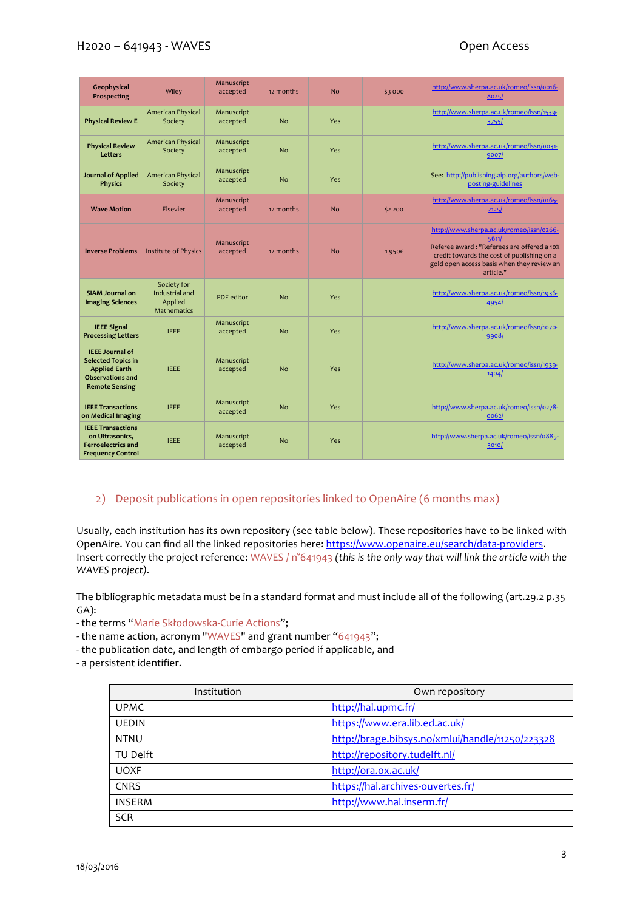| Geophysical Prospecting | Wiley | Manuscript accepted | 12 months | No | $3 000 | http://www.sherpa.ac.uk/romeo/issn/0016-8025/ |
|---|---|---|---|---|---|---|
| Physical Review E | American Physical Society | Manuscript accepted | No | Yes | | http://www.sherpa.ac.uk/romeo/issn/1539-3755/ |
| Physical Review Letters | American Physical Society | Manuscript accepted | No | Yes | | http://www.sherpa.ac.uk/romeo/issn/0031-9007/ |
| Journal of Applied Physics | American Physical Society | Manuscript accepted | No | Yes | | See: http://publishing.aip.org/authors/web-posting-guidelines |
| Wave Motion | Elsevier | Manuscript accepted | 12 months | No | $2 200 | http://www.sherpa.ac.uk/romeo/issn/0165-2125/ |
| Inverse Problems | Institute of Physics | Manuscript accepted | 12 months | No | 1 950€ | http://www.sherpa.ac.uk/romeo/issn/0266-5611/ Referee award : "Referees are offered a 10% credit towards the cost of publishing on a gold open access basis when they review an article." |
| SIAM Journal on Imaging Sciences | Society for Industrial and Applied Mathematics | PDF editor | No | Yes | | http://www.sherpa.ac.uk/romeo/issn/1936-4954/ |
| IEEE Signal Processing Letters | IEEE | Manuscript accepted | No | Yes | | http://www.sherpa.ac.uk/romeo/issn/1070-9908/ |
| IEEE Journal of Selected Topics in Applied Earth Observations and Remote Sensing | IEEE | Manuscript accepted | No | Yes | | http://www.sherpa.ac.uk/romeo/issn/1939-1404/ |
| IEEE Transactions on Medical Imaging | IEEE | Manuscript accepted | No | Yes | | http://www.sherpa.ac.uk/romeo/issn/0278-0062/ |
| IEEE Transactions on Ultrasonics, Ferroelectrics and Frequency Control | IEEE | Manuscript accepted | No | Yes | | http://www.sherpa.ac.uk/romeo/issn/0885-3010/ |

## 2) Deposit publications in open repositories linked to OpenAire (6 months max)

Usually, each institution has its own repository (see table below). These repositories have to be linked with OpenAire. You can find all the linked repositories here: https://www.openaire.eu/search/data-providers. Insert correctly the project reference: WAVES / n°641943 *(this is the only way that will link the article with the WAVES project).*

The bibliographic metadata must be in a standard format and must include all of the following (art.29.2 p.35 GA):
- the terms "Marie Skłodowska-Curie Actions";
- the name action, acronym "WAVES" and grant number "641943";
- the publication date, and length of embargo period if applicable, and
- a persistent identifier.

| Institution | Own repository |
|---|---|
| UPMC | http://hal.upmc.fr/ |
| UEDIN | https://www.era.lib.ed.ac.uk/ |
| NTNU | http://brage.bibsys.no/xmlui/handle/11250/223328 |
| TU Delft | http://repository.tudelft.nl/ |
| UOXF | http://ora.ox.ac.uk/ |
| CNRS | https://hal.archives-ouvertes.fr/ |
| INSERM | http://www.hal.inserm.fr/ |
| SCR | |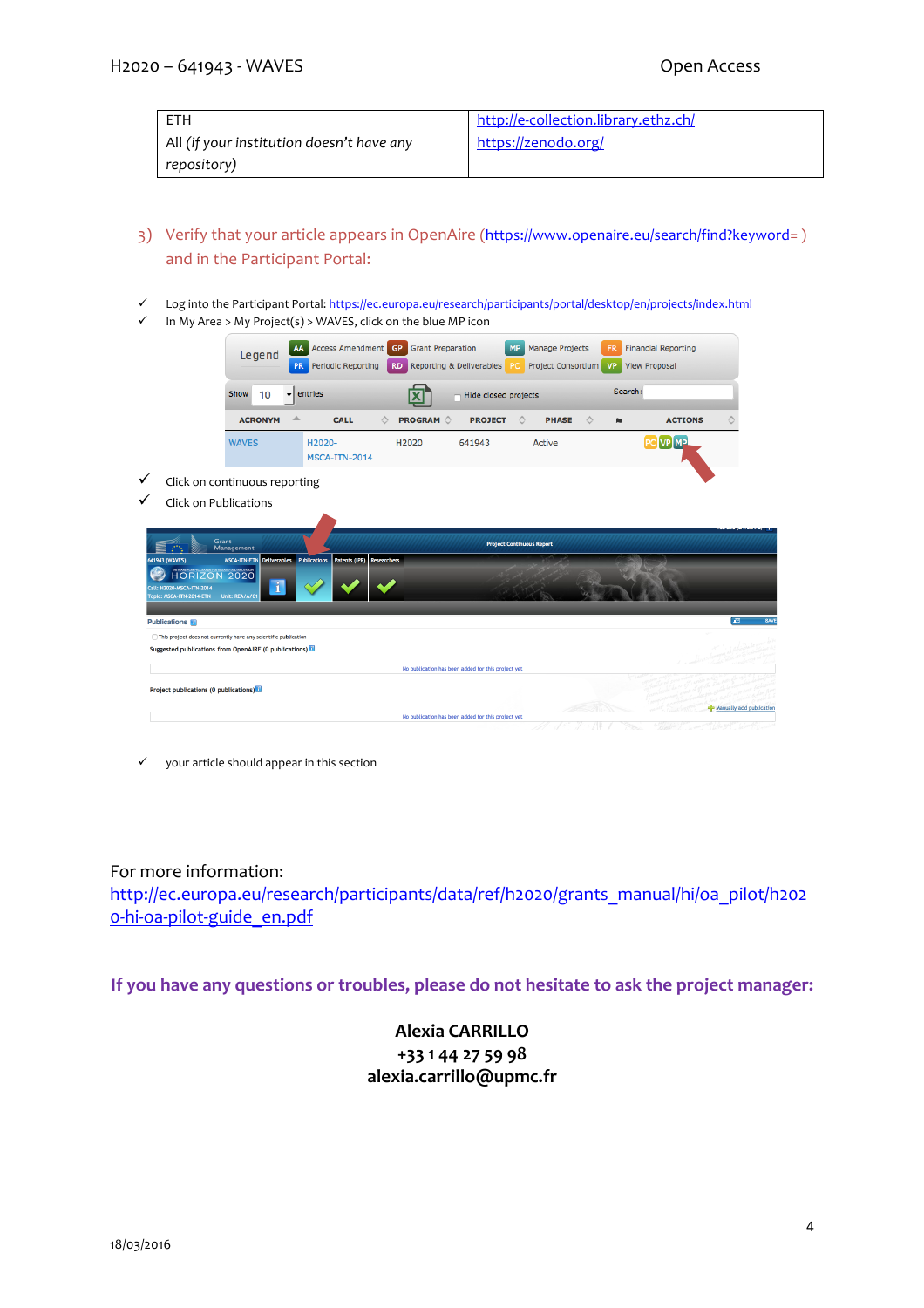| ETH | http://e-collection.library.ethz.ch/ |
| --- | --- |
| All (*if your institution doesn't have any repository*) | https://zenodo.org/ |

3) Verify that your article appears in OpenAire (https://www.openaire.eu/search/find?keyword= ) and in the Participant Portal:

- ✓ Log into the Participant Portal: https://ec.europa.eu/research/participants/portal/desktop/en/projects/index.html
- ✓ In My Area > My Project(s) > WAVES, click on the blue MP icon

- ✓ Click on continuous reporting
- ✓ Click on Publications

- ✓ your article should appear in this section

For more information:
http://ec.europa.eu/research/participants/data/ref/h2020/grants_manual/hi/oa_pilot/h2020-hi-oa-pilot-guide_en.pdf

**If you have any questions or troubles, please do not hesitate to ask the project manager:**

**Alexia CARRILLO**
**+33 1 44 27 59 98**
**alexia.carrillo@upmc.fr**

18/03/2016